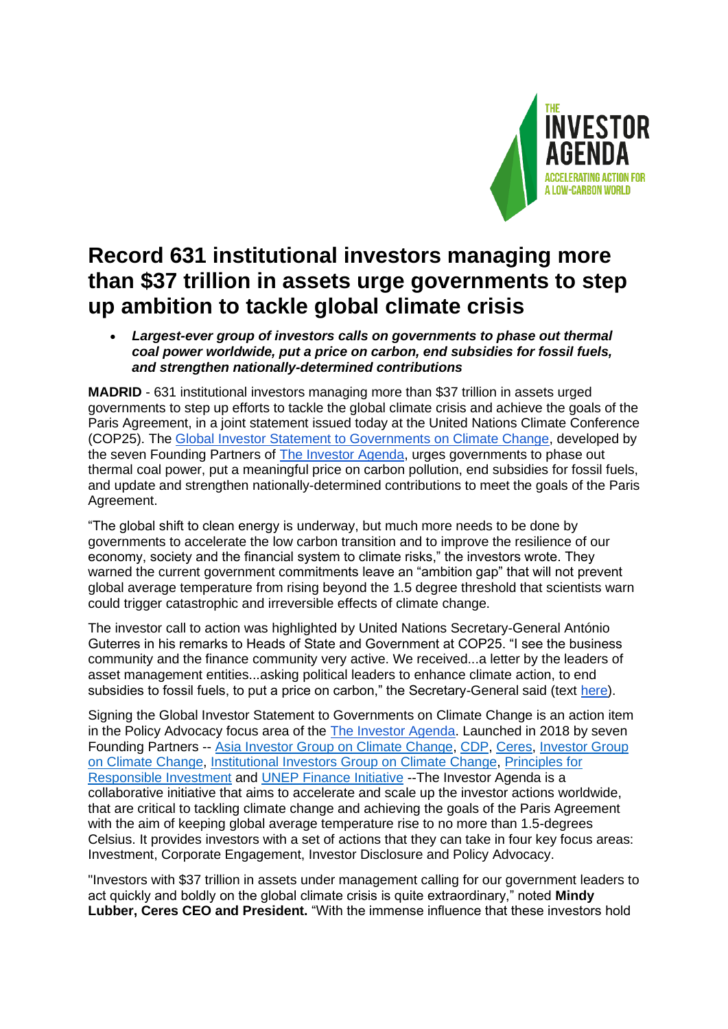# Record 631 institutional investors managing more than $37 trillion in assets urge governments to step up ambition to tackle global climate crisis

- ***Largest-ever group of investors calls on governments to phase out thermal coal power worldwide, put a price on carbon, end subsidies for fossil fuels, and strengthen nationally-determined contributions***

**MADRID** - 631 institutional investors managing more than $37 trillion in assets urged governments to step up efforts to tackle the global climate crisis and achieve the goals of the Paris Agreement, in a joint statement issued today at the United Nations Climate Conference (COP25). The Global Investor Statement to Governments on Climate Change, developed by the seven Founding Partners of The Investor Agenda, urges governments to phase out thermal coal power, put a meaningful price on carbon pollution, end subsidies for fossil fuels, and update and strengthen nationally-determined contributions to meet the goals of the Paris Agreement.

"The global shift to clean energy is underway, but much more needs to be done by governments to accelerate the low carbon transition and to improve the resilience of our economy, society and the financial system to climate risks," the investors wrote. They warned the current government commitments leave an "ambition gap" that will not prevent global average temperature from rising beyond the 1.5 degree threshold that scientists warn could trigger catastrophic and irreversible effects of climate change.

The investor call to action was highlighted by United Nations Secretary-General António Guterres in his remarks to Heads of State and Government at COP25. "I see the business community and the finance community very active. We received...a letter by the leaders of asset management entities...asking political leaders to enhance climate action, to end subsidies to fossil fuels, to put a price on carbon," the Secretary-General said (text here).

Signing the Global Investor Statement to Governments on Climate Change is an action item in the Policy Advocacy focus area of the The Investor Agenda. Launched in 2018 by seven Founding Partners -- Asia Investor Group on Climate Change, CDP, Ceres, Investor Group on Climate Change, Institutional Investors Group on Climate Change, Principles for Responsible Investment and UNEP Finance Initiative --The Investor Agenda is a collaborative initiative that aims to accelerate and scale up the investor actions worldwide, that are critical to tackling climate change and achieving the goals of the Paris Agreement with the aim of keeping global average temperature rise to no more than 1.5-degrees Celsius. It provides investors with a set of actions that they can take in four key focus areas: Investment, Corporate Engagement, Investor Disclosure and Policy Advocacy.

"Investors with $37 trillion in assets under management calling for our government leaders to act quickly and boldly on the global climate crisis is quite extraordinary," noted **Mindy Lubber, Ceres CEO and President.** "With the immense influence that these investors hold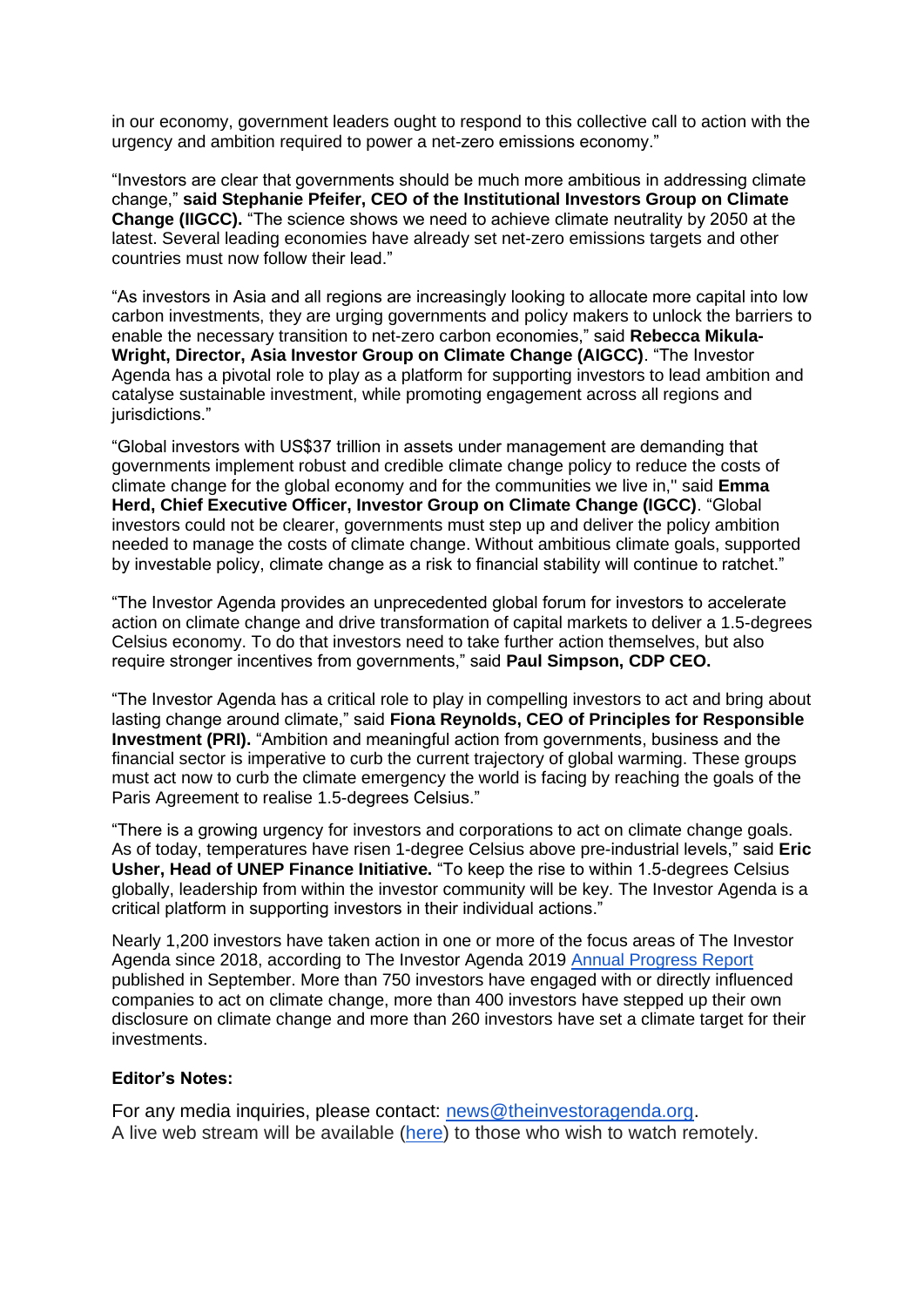in our economy, government leaders ought to respond to this collective call to action with the urgency and ambition required to power a net-zero emissions economy."

"Investors are clear that governments should be much more ambitious in addressing climate change," **said Stephanie Pfeifer, CEO of the Institutional Investors Group on Climate Change (IIGCC).** "The science shows we need to achieve climate neutrality by 2050 at the latest. Several leading economies have already set net-zero emissions targets and other countries must now follow their lead."

"As investors in Asia and all regions are increasingly looking to allocate more capital into low carbon investments, they are urging governments and policy makers to unlock the barriers to enable the necessary transition to net-zero carbon economies," said **Rebecca Mikula-Wright, Director, Asia Investor Group on Climate Change (AIGCC)**. "The Investor Agenda has a pivotal role to play as a platform for supporting investors to lead ambition and catalyse sustainable investment, while promoting engagement across all regions and jurisdictions."

"Global investors with US$37 trillion in assets under management are demanding that governments implement robust and credible climate change policy to reduce the costs of climate change for the global economy and for the communities we live in," said **Emma Herd, Chief Executive Officer, Investor Group on Climate Change (IGCC)**. "Global investors could not be clearer, governments must step up and deliver the policy ambition needed to manage the costs of climate change. Without ambitious climate goals, supported by investable policy, climate change as a risk to financial stability will continue to ratchet."

"The Investor Agenda provides an unprecedented global forum for investors to accelerate action on climate change and drive transformation of capital markets to deliver a 1.5-degrees Celsius economy. To do that investors need to take further action themselves, but also require stronger incentives from governments," said **Paul Simpson, CDP CEO.**

"The Investor Agenda has a critical role to play in compelling investors to act and bring about lasting change around climate," said **Fiona Reynolds, CEO of Principles for Responsible Investment (PRI).** "Ambition and meaningful action from governments, business and the financial sector is imperative to curb the current trajectory of global warming. These groups must act now to curb the climate emergency the world is facing by reaching the goals of the Paris Agreement to realise 1.5-degrees Celsius."

"There is a growing urgency for investors and corporations to act on climate change goals. As of today, temperatures have risen 1-degree Celsius above pre-industrial levels," said **Eric Usher, Head of UNEP Finance Initiative.** "To keep the rise to within 1.5-degrees Celsius globally, leadership from within the investor community will be key. The Investor Agenda is a critical platform in supporting investors in their individual actions."

Nearly 1,200 investors have taken action in one or more of the focus areas of The Investor Agenda since 2018, according to The Investor Agenda 2019 Annual Progress Report published in September. More than 750 investors have engaged with or directly influenced companies to act on climate change, more than 400 investors have stepped up their own disclosure on climate change and more than 260 investors have set a climate target for their investments.

**Editor's Notes:**

For any media inquiries, please contact: news@theinvestoragenda.org.
A live web stream will be available (here) to those who wish to watch remotely.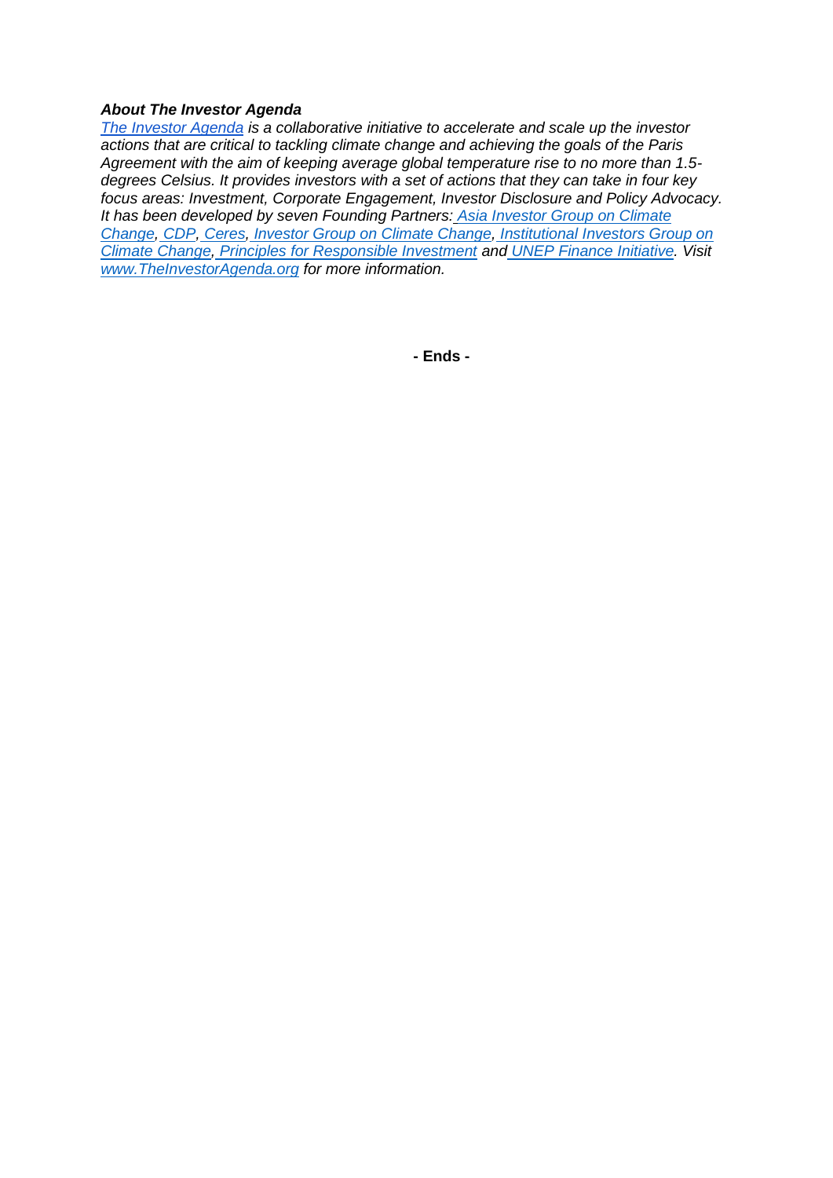***About The Investor Agenda***

*The Investor Agenda is a collaborative initiative to accelerate and scale up the investor actions that are critical to tackling climate change and achieving the goals of the Paris Agreement with the aim of keeping average global temperature rise to no more than 1.5-degrees Celsius. It provides investors with a set of actions that they can take in four key focus areas: Investment, Corporate Engagement, Investor Disclosure and Policy Advocacy. It has been developed by seven Founding Partners: Asia Investor Group on Climate Change, CDP, Ceres, Investor Group on Climate Change, Institutional Investors Group on Climate Change, Principles for Responsible Investment and UNEP Finance Initiative. Visit www.TheInvestorAgenda.org for more information.*

**- Ends -**